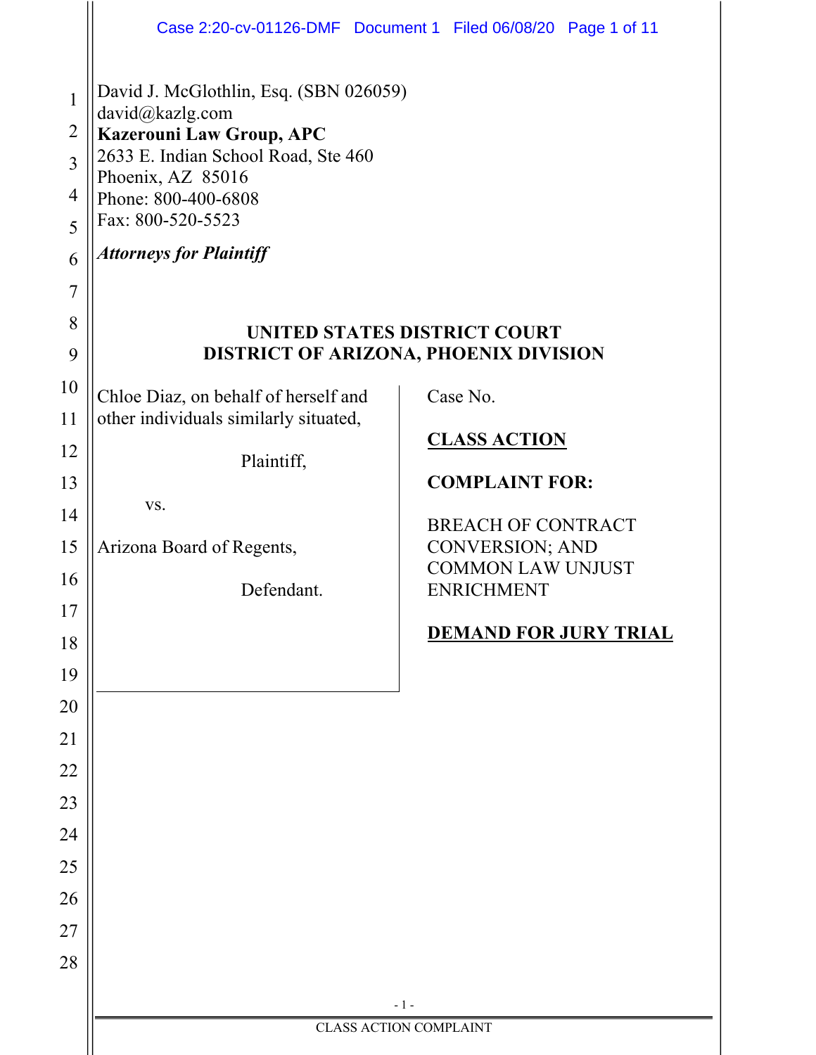David J. McGlothlin, Esq. (SBN 026059)
david@kazlg.com
**Kazerouni Law Group, APC**
2633 E. Indian School Road, Ste 460
Phoenix, AZ 85016
Phone: 800-400-6808
Fax: 800-520-5523

***Attorneys for Plaintiff***

**UNITED STATES DISTRICT COURT**
**DISTRICT OF ARIZONA, PHOENIX DIVISION**

Chloe Diaz, on behalf of herself and other individuals similarly situated,

Plaintiff,

vs.

Arizona Board of Regents,

Defendant.

Case No.

**CLASS ACTION**

**COMPLAINT FOR:**

BREACH OF CONTRACT
CONVERSION; AND
COMMON LAW UNJUST ENRICHMENT

**DEMAND FOR JURY TRIAL**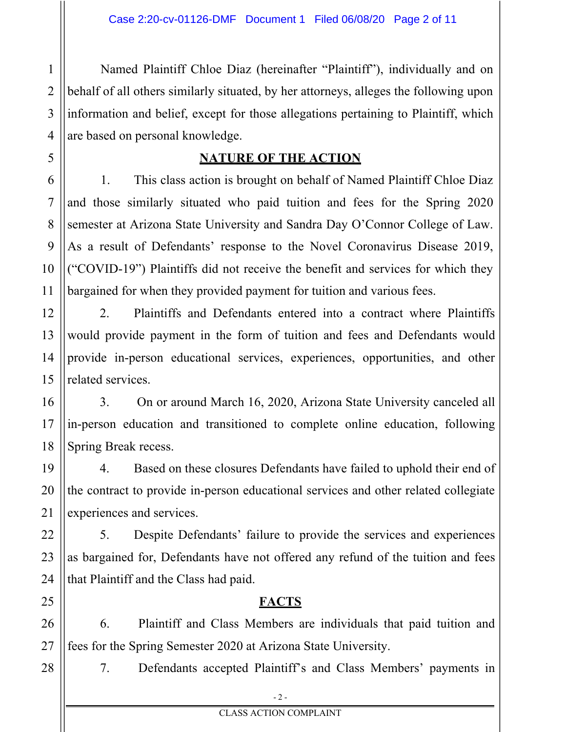Named Plaintiff Chloe Diaz (hereinafter "Plaintiff"), individually and on behalf of all others similarly situated, by her attorneys, alleges the following upon information and belief, except for those allegations pertaining to Plaintiff, which are based on personal knowledge.

## NATURE OF THE ACTION

1. This class action is brought on behalf of Named Plaintiff Chloe Diaz and those similarly situated who paid tuition and fees for the Spring 2020 semester at Arizona State University and Sandra Day O'Connor College of Law. As a result of Defendants' response to the Novel Coronavirus Disease 2019, ("COVID-19") Plaintiffs did not receive the benefit and services for which they bargained for when they provided payment for tuition and various fees.

2. Plaintiffs and Defendants entered into a contract where Plaintiffs would provide payment in the form of tuition and fees and Defendants would provide in-person educational services, experiences, opportunities, and other related services.

3. On or around March 16, 2020, Arizona State University canceled all in-person education and transitioned to complete online education, following Spring Break recess.

4. Based on these closures Defendants have failed to uphold their end of the contract to provide in-person educational services and other related collegiate experiences and services.

5. Despite Defendants' failure to provide the services and experiences as bargained for, Defendants have not offered any refund of the tuition and fees that Plaintiff and the Class had paid.

## FACTS

6. Plaintiff and Class Members are individuals that paid tuition and fees for the Spring Semester 2020 at Arizona State University.

7. Defendants accepted Plaintiff's and Class Members' payments in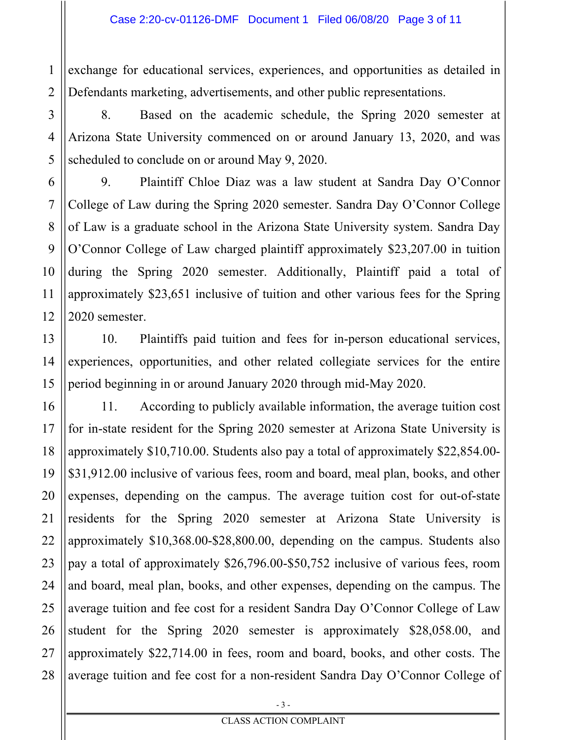exchange for educational services, experiences, and opportunities as detailed in Defendants marketing, advertisements, and other public representations.

8. Based on the academic schedule, the Spring 2020 semester at Arizona State University commenced on or around January 13, 2020, and was scheduled to conclude on or around May 9, 2020.

9. Plaintiff Chloe Diaz was a law student at Sandra Day O'Connor College of Law during the Spring 2020 semester. Sandra Day O'Connor College of Law is a graduate school in the Arizona State University system. Sandra Day O'Connor College of Law charged plaintiff approximately $23,207.00 in tuition during the Spring 2020 semester. Additionally, Plaintiff paid a total of approximately $23,651 inclusive of tuition and other various fees for the Spring 2020 semester.

10. Plaintiffs paid tuition and fees for in-person educational services, experiences, opportunities, and other related collegiate services for the entire period beginning in or around January 2020 through mid-May 2020.

11. According to publicly available information, the average tuition cost for in-state resident for the Spring 2020 semester at Arizona State University is approximately $10,710.00. Students also pay a total of approximately $22,854.00-$31,912.00 inclusive of various fees, room and board, meal plan, books, and other expenses, depending on the campus. The average tuition cost for out-of-state residents for the Spring 2020 semester at Arizona State University is approximately $10,368.00-$28,800.00, depending on the campus. Students also pay a total of approximately $26,796.00-$50,752 inclusive of various fees, room and board, meal plan, books, and other expenses, depending on the campus. The average tuition and fee cost for a resident Sandra Day O'Connor College of Law student for the Spring 2020 semester is approximately $28,058.00, and approximately $22,714.00 in fees, room and board, books, and other costs. The average tuition and fee cost for a non-resident Sandra Day O'Connor College of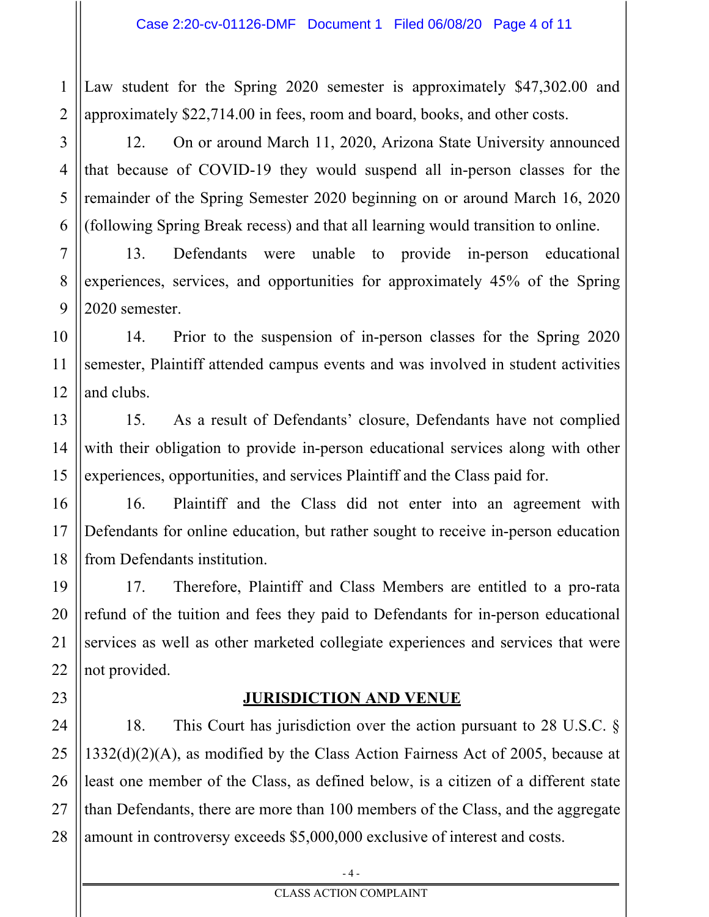Law student for the Spring 2020 semester is approximately $47,302.00 and approximately $22,714.00 in fees, room and board, books, and other costs.

12. On or around March 11, 2020, Arizona State University announced that because of COVID-19 they would suspend all in-person classes for the remainder of the Spring Semester 2020 beginning on or around March 16, 2020 (following Spring Break recess) and that all learning would transition to online.

13. Defendants were unable to provide in-person educational experiences, services, and opportunities for approximately 45% of the Spring 2020 semester.

14. Prior to the suspension of in-person classes for the Spring 2020 semester, Plaintiff attended campus events and was involved in student activities and clubs.

15. As a result of Defendants' closure, Defendants have not complied with their obligation to provide in-person educational services along with other experiences, opportunities, and services Plaintiff and the Class paid for.

16. Plaintiff and the Class did not enter into an agreement with Defendants for online education, but rather sought to receive in-person education from Defendants institution.

17. Therefore, Plaintiff and Class Members are entitled to a pro-rata refund of the tuition and fees they paid to Defendants for in-person educational services as well as other marketed collegiate experiences and services that were not provided.

## JURISDICTION AND VENUE

18. This Court has jurisdiction over the action pursuant to 28 U.S.C. § 1332(d)(2)(A), as modified by the Class Action Fairness Act of 2005, because at least one member of the Class, as defined below, is a citizen of a different state than Defendants, there are more than 100 members of the Class, and the aggregate amount in controversy exceeds $5,000,000 exclusive of interest and costs.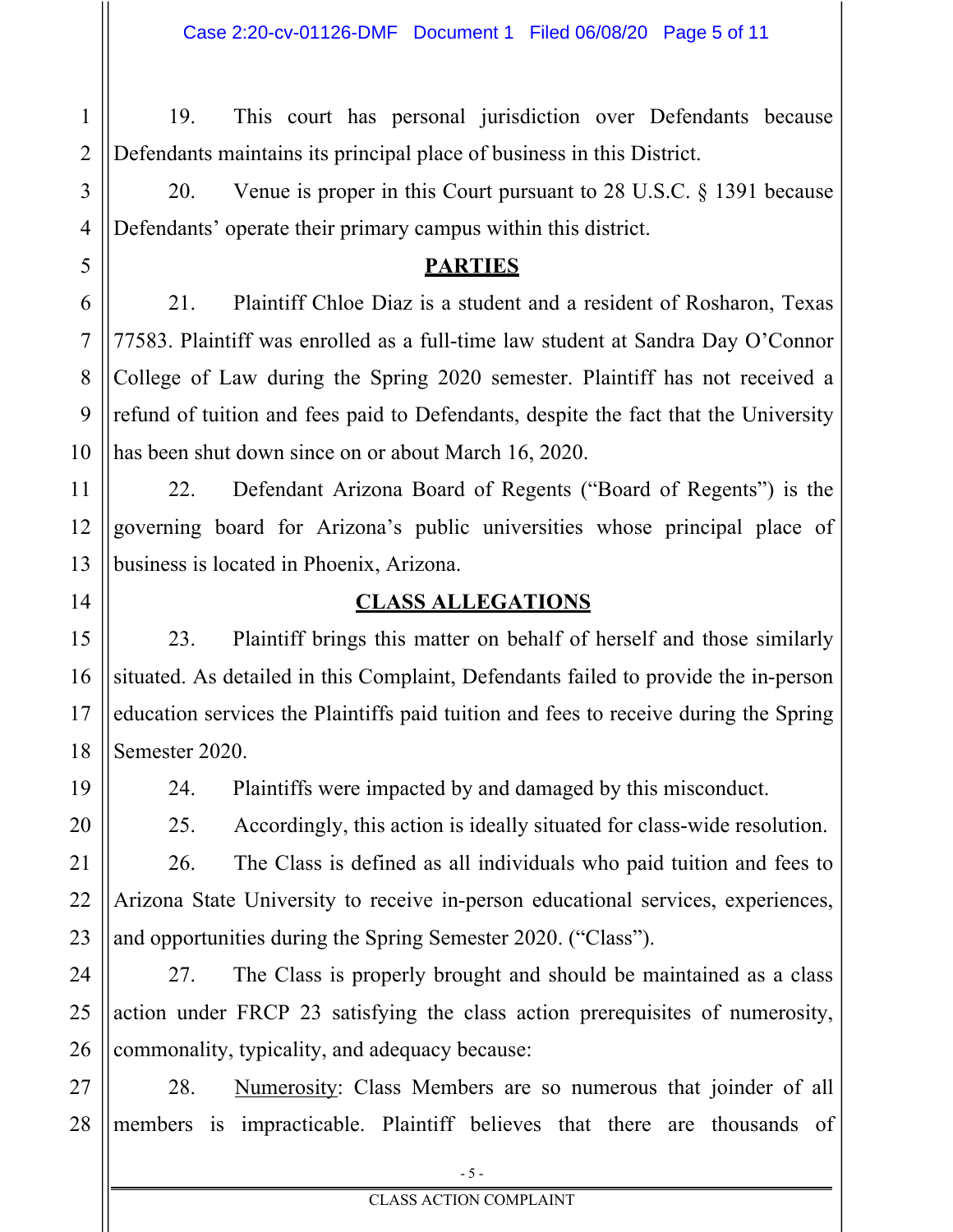19. This court has personal jurisdiction over Defendants because Defendants maintains its principal place of business in this District.

20. Venue is proper in this Court pursuant to 28 U.S.C. § 1391 because Defendants' operate their primary campus within this district.

## PARTIES

21. Plaintiff Chloe Diaz is a student and a resident of Rosharon, Texas 77583. Plaintiff was enrolled as a full-time law student at Sandra Day O'Connor College of Law during the Spring 2020 semester. Plaintiff has not received a refund of tuition and fees paid to Defendants, despite the fact that the University has been shut down since on or about March 16, 2020.

22. Defendant Arizona Board of Regents ("Board of Regents") is the governing board for Arizona's public universities whose principal place of business is located in Phoenix, Arizona.

## CLASS ALLEGATIONS

23. Plaintiff brings this matter on behalf of herself and those similarly situated. As detailed in this Complaint, Defendants failed to provide the in-person education services the Plaintiffs paid tuition and fees to receive during the Spring Semester 2020.

24. Plaintiffs were impacted by and damaged by this misconduct.

25. Accordingly, this action is ideally situated for class-wide resolution.

26. The Class is defined as all individuals who paid tuition and fees to Arizona State University to receive in-person educational services, experiences, and opportunities during the Spring Semester 2020. ("Class").

27. The Class is properly brought and should be maintained as a class action under FRCP 23 satisfying the class action prerequisites of numerosity, commonality, typicality, and adequacy because:

28. Numerosity: Class Members are so numerous that joinder of all members is impracticable. Plaintiff believes that there are thousands of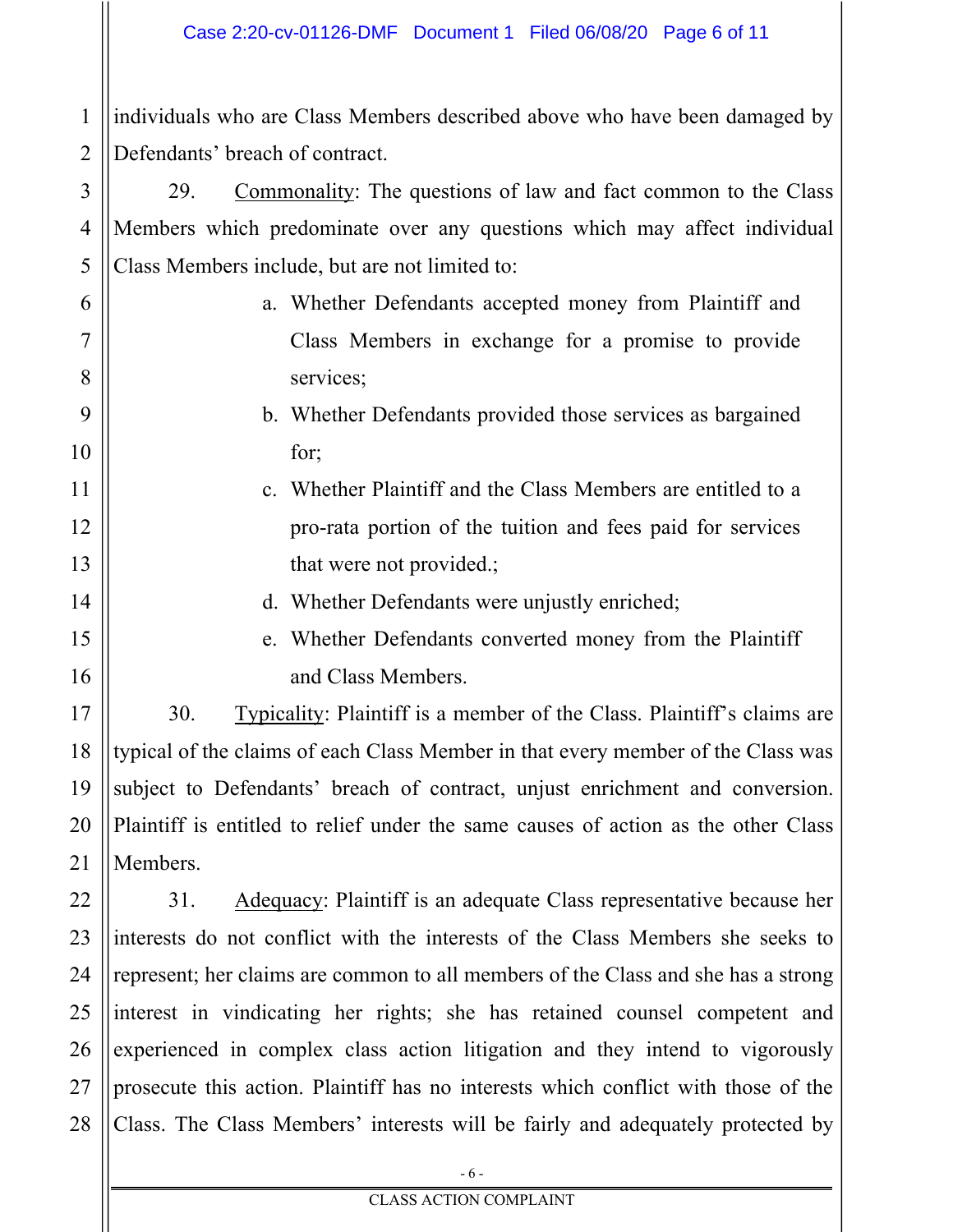individuals who are Class Members described above who have been damaged by Defendants' breach of contract.

29. Commonality: The questions of law and fact common to the Class Members which predominate over any questions which may affect individual Class Members include, but are not limited to:

a. Whether Defendants accepted money from Plaintiff and Class Members in exchange for a promise to provide services;

b. Whether Defendants provided those services as bargained for;

c. Whether Plaintiff and the Class Members are entitled to a pro-rata portion of the tuition and fees paid for services that were not provided.;

d. Whether Defendants were unjustly enriched;

e. Whether Defendants converted money from the Plaintiff and Class Members.

30. Typicality: Plaintiff is a member of the Class. Plaintiff's claims are typical of the claims of each Class Member in that every member of the Class was subject to Defendants' breach of contract, unjust enrichment and conversion. Plaintiff is entitled to relief under the same causes of action as the other Class Members.

31. Adequacy: Plaintiff is an adequate Class representative because her interests do not conflict with the interests of the Class Members she seeks to represent; her claims are common to all members of the Class and she has a strong interest in vindicating her rights; she has retained counsel competent and experienced in complex class action litigation and they intend to vigorously prosecute this action. Plaintiff has no interests which conflict with those of the Class. The Class Members' interests will be fairly and adequately protected by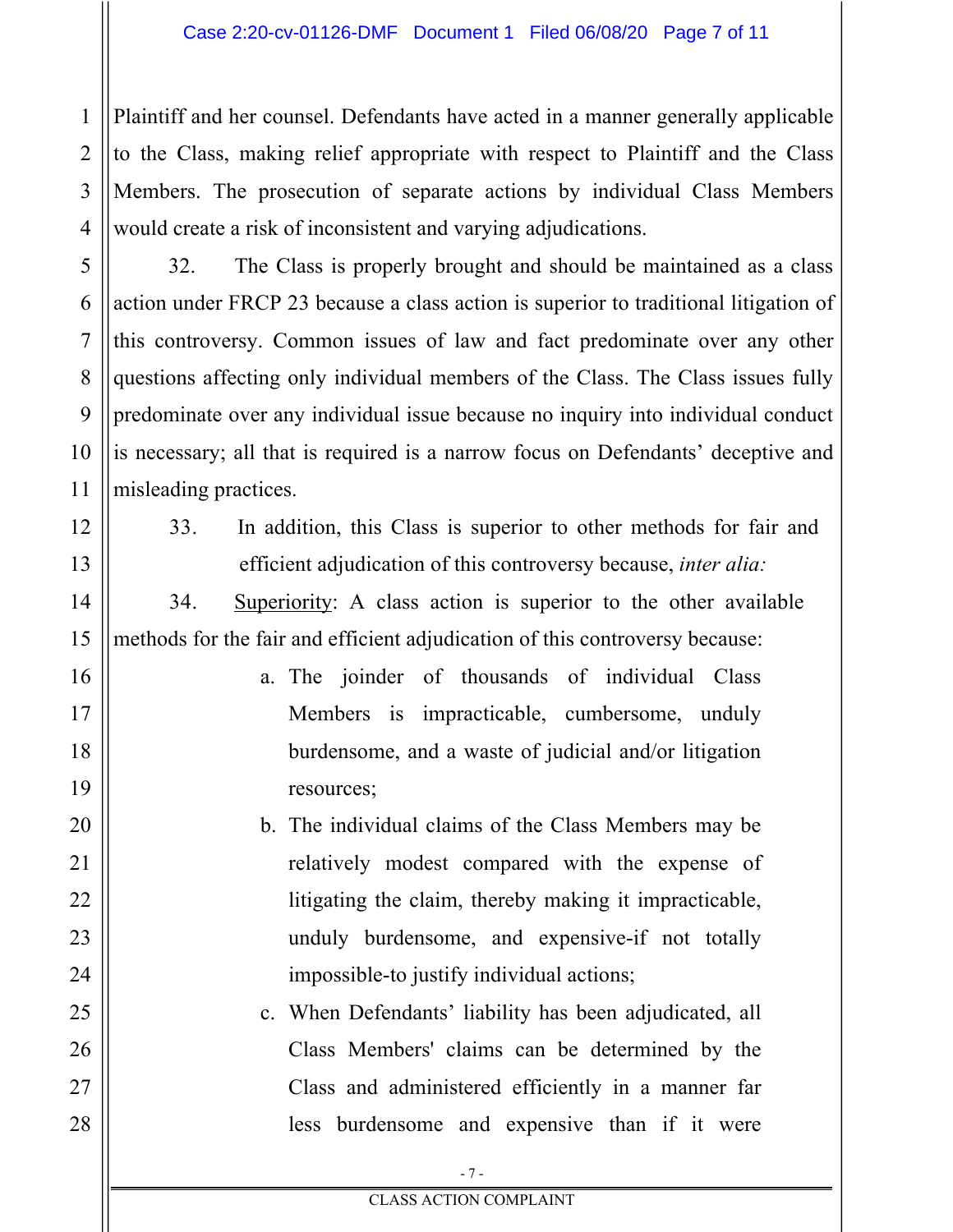Plaintiff and her counsel. Defendants have acted in a manner generally applicable to the Class, making relief appropriate with respect to Plaintiff and the Class Members. The prosecution of separate actions by individual Class Members would create a risk of inconsistent and varying adjudications.

32. The Class is properly brought and should be maintained as a class action under FRCP 23 because a class action is superior to traditional litigation of this controversy. Common issues of law and fact predominate over any other questions affecting only individual members of the Class. The Class issues fully predominate over any individual issue because no inquiry into individual conduct is necessary; all that is required is a narrow focus on Defendants' deceptive and misleading practices.

33. In addition, this Class is superior to other methods for fair and efficient adjudication of this controversy because, *inter alia:*

34. Superiority: A class action is superior to the other available methods for the fair and efficient adjudication of this controversy because:

a. The joinder of thousands of individual Class Members is impracticable, cumbersome, unduly burdensome, and a waste of judicial and/or litigation resources;

b. The individual claims of the Class Members may be relatively modest compared with the expense of litigating the claim, thereby making it impracticable, unduly burdensome, and expensive-if not totally impossible-to justify individual actions;

c. When Defendants' liability has been adjudicated, all Class Members' claims can be determined by the Class and administered efficiently in a manner far less burdensome and expensive than if it were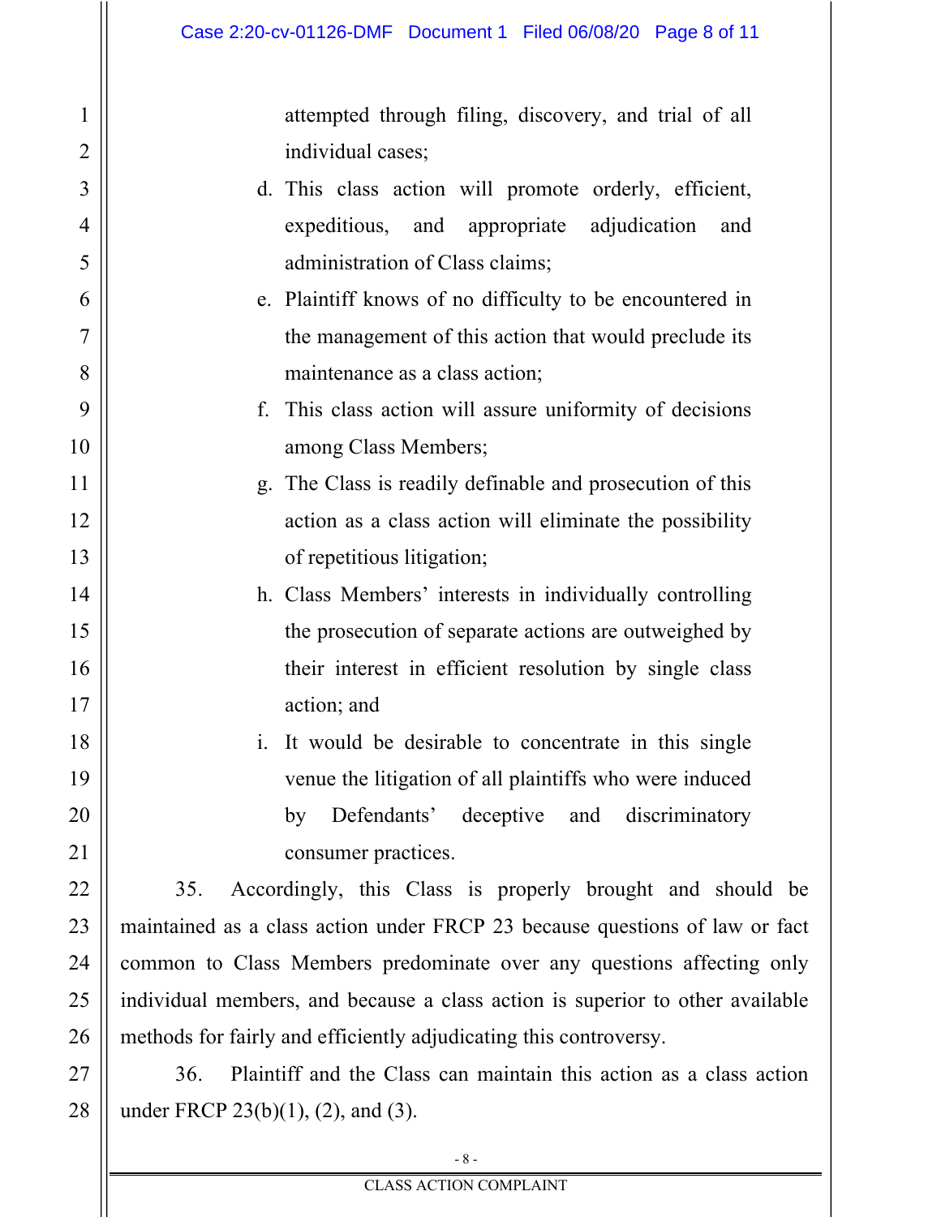attempted through filing, discovery, and trial of all individual cases;

d. This class action will promote orderly, efficient, expeditious, and appropriate adjudication and administration of Class claims;

e. Plaintiff knows of no difficulty to be encountered in the management of this action that would preclude its maintenance as a class action;

f. This class action will assure uniformity of decisions among Class Members;

g. The Class is readily definable and prosecution of this action as a class action will eliminate the possibility of repetitious litigation;

h. Class Members' interests in individually controlling the prosecution of separate actions are outweighed by their interest in efficient resolution by single class action; and

i. It would be desirable to concentrate in this single venue the litigation of all plaintiffs who were induced by Defendants' deceptive and discriminatory consumer practices.

35. Accordingly, this Class is properly brought and should be maintained as a class action under FRCP 23 because questions of law or fact common to Class Members predominate over any questions affecting only individual members, and because a class action is superior to other available methods for fairly and efficiently adjudicating this controversy.

36. Plaintiff and the Class can maintain this action as a class action under FRCP 23(b)(1), (2), and (3).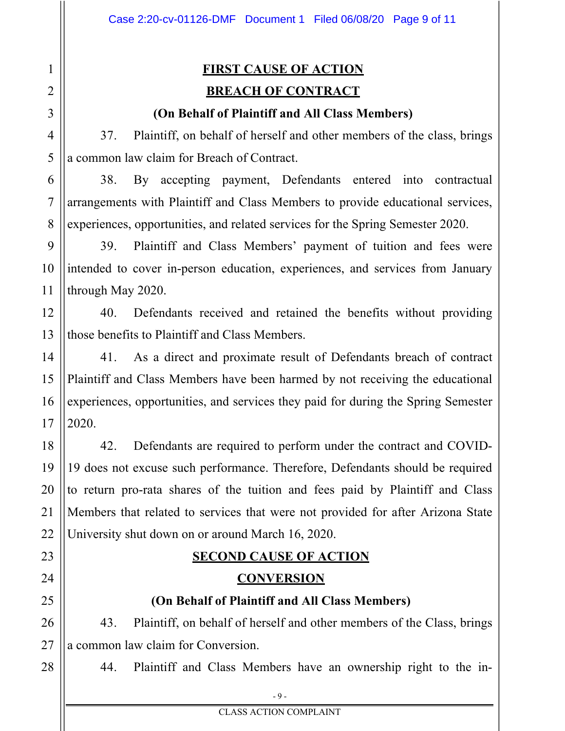## FIRST CAUSE OF ACTION

## BREACH OF CONTRACT

### (On Behalf of Plaintiff and All Class Members)

37. Plaintiff, on behalf of herself and other members of the class, brings a common law claim for Breach of Contract.

38. By accepting payment, Defendants entered into contractual arrangements with Plaintiff and Class Members to provide educational services, experiences, opportunities, and related services for the Spring Semester 2020.

39. Plaintiff and Class Members' payment of tuition and fees were intended to cover in-person education, experiences, and services from January through May 2020.

40. Defendants received and retained the benefits without providing those benefits to Plaintiff and Class Members.

41. As a direct and proximate result of Defendants breach of contract Plaintiff and Class Members have been harmed by not receiving the educational experiences, opportunities, and services they paid for during the Spring Semester 2020.

42. Defendants are required to perform under the contract and COVID-19 does not excuse such performance. Therefore, Defendants should be required to return pro-rata shares of the tuition and fees paid by Plaintiff and Class Members that related to services that were not provided for after Arizona State University shut down on or around March 16, 2020.

## SECOND CAUSE OF ACTION

## CONVERSION

### (On Behalf of Plaintiff and All Class Members)

43. Plaintiff, on behalf of herself and other members of the Class, brings a common law claim for Conversion.

44. Plaintiff and Class Members have an ownership right to the in-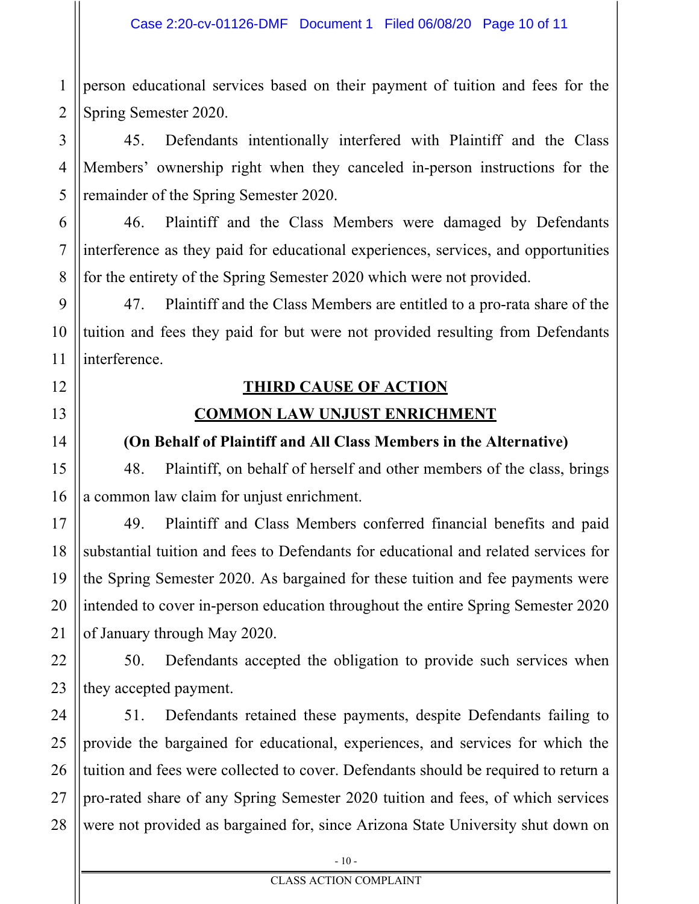person educational services based on their payment of tuition and fees for the Spring Semester 2020.

45. Defendants intentionally interfered with Plaintiff and the Class Members' ownership right when they canceled in-person instructions for the remainder of the Spring Semester 2020.

46. Plaintiff and the Class Members were damaged by Defendants interference as they paid for educational experiences, services, and opportunities for the entirety of the Spring Semester 2020 which were not provided.

47. Plaintiff and the Class Members are entitled to a pro-rata share of the tuition and fees they paid for but were not provided resulting from Defendants interference.

## THIRD CAUSE OF ACTION

## COMMON LAW UNJUST ENRICHMENT

**(On Behalf of Plaintiff and All Class Members in the Alternative)**

48. Plaintiff, on behalf of herself and other members of the class, brings a common law claim for unjust enrichment.

49. Plaintiff and Class Members conferred financial benefits and paid substantial tuition and fees to Defendants for educational and related services for the Spring Semester 2020. As bargained for these tuition and fee payments were intended to cover in-person education throughout the entire Spring Semester 2020 of January through May 2020.

50. Defendants accepted the obligation to provide such services when they accepted payment.

51. Defendants retained these payments, despite Defendants failing to provide the bargained for educational, experiences, and services for which the tuition and fees were collected to cover. Defendants should be required to return a pro-rated share of any Spring Semester 2020 tuition and fees, of which services were not provided as bargained for, since Arizona State University shut down on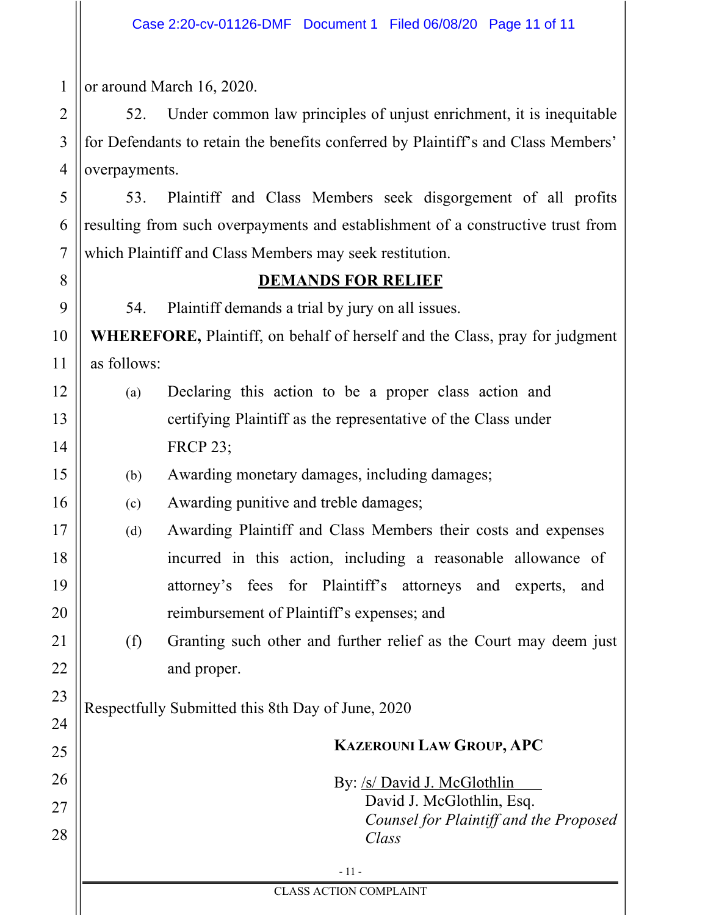or around March 16, 2020.

52. Under common law principles of unjust enrichment, it is inequitable for Defendants to retain the benefits conferred by Plaintiff's and Class Members' overpayments.

53. Plaintiff and Class Members seek disgorgement of all profits resulting from such overpayments and establishment of a constructive trust from which Plaintiff and Class Members may seek restitution.

## DEMANDS FOR RELIEF

54. Plaintiff demands a trial by jury on all issues.

**WHEREFORE,** Plaintiff, on behalf of herself and the Class, pray for judgment as follows:

(a) Declaring this action to be a proper class action and certifying Plaintiff as the representative of the Class under FRCP 23;

(b) Awarding monetary damages, including damages;

(c) Awarding punitive and treble damages;

(d) Awarding Plaintiff and Class Members their costs and expenses incurred in this action, including a reasonable allowance of attorney's fees for Plaintiff's attorneys and experts, and reimbursement of Plaintiff's expenses; and

(f) Granting such other and further relief as the Court may deem just and proper.

Respectfully Submitted this 8th Day of June, 2020

**KAZEROUNI LAW GROUP, APC**

By: /s/ David J. McGlothlin
David J. McGlothlin, Esq.
*Counsel for Plaintiff and the Proposed Class*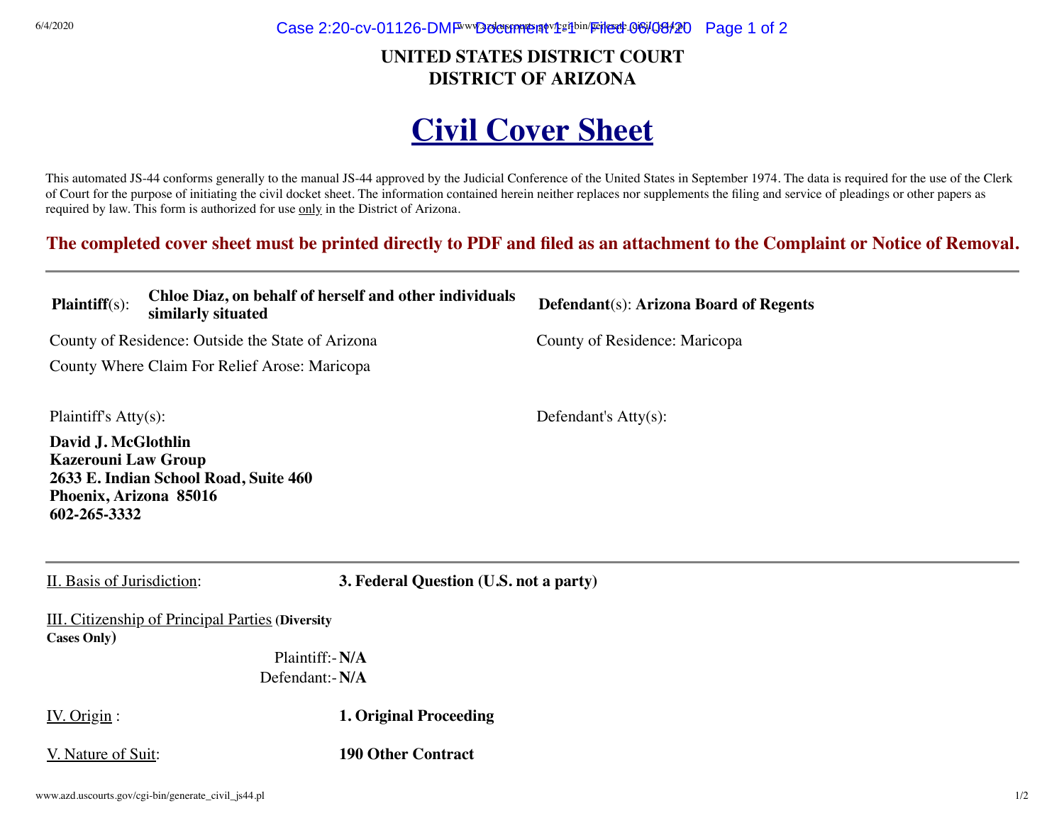# UNITED STATES DISTRICT COURT
# DISTRICT OF ARIZONA

# Civil Cover Sheet

This automated JS-44 conforms generally to the manual JS-44 approved by the Judicial Conference of the United States in September 1974. The data is required for the use of the Clerk of Court for the purpose of initiating the civil docket sheet. The information contained herein neither replaces nor supplements the filing and service of pleadings or other papers as required by law. This form is authorized for use only in the District of Arizona.

**The completed cover sheet must be printed directly to PDF and filed as an attachment to the Complaint or Notice of Removal.**

---

**Plaintiff**(s): **Chloe Diaz, on behalf of herself and other individuals similarly situated**

County of Residence: Outside the State of Arizona

County Where Claim For Relief Arose: Maricopa

Plaintiff's Atty(s):

**David J. McGlothlin**
**Kazerouni Law Group**
**2633 E. Indian School Road, Suite 460**
**Phoenix, Arizona 85016**
**602-265-3332**

**Defendant**(s): **Arizona Board of Regents**

County of Residence: Maricopa

Defendant's Atty(s):

---

II. Basis of Jurisdiction: **3. Federal Question (U.S. not a party)**

III. Citizenship of Principal Parties **(Diversity Cases Only)**

Plaintiff:- **N/A**
Defendant:- **N/A**

IV. Origin : **1. Original Proceeding**

V. Nature of Suit: **190 Other Contract**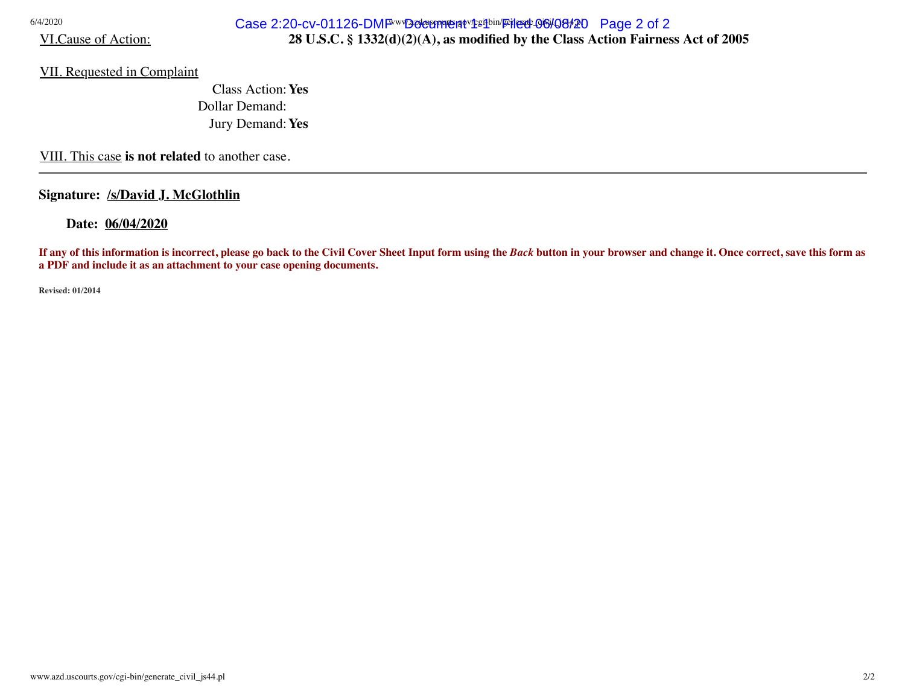VI.Cause of Action: **28 U.S.C. § 1332(d)(2)(A), as modified by the Class Action Fairness Act of 2005**

VII. Requested in Complaint

Class Action: **Yes**
Dollar Demand:
Jury Demand: **Yes**

VIII. This case **is not related** to another case.

---

**Signature: /s/David J. McGlothlin**

**Date: 06/04/2020**

**If any of this information is incorrect, please go back to the Civil Cover Sheet Input form using the *Back* button in your browser and change it. Once correct, save this form as a PDF and include it as an attachment to your case opening documents.**

**Revised: 01/2014**